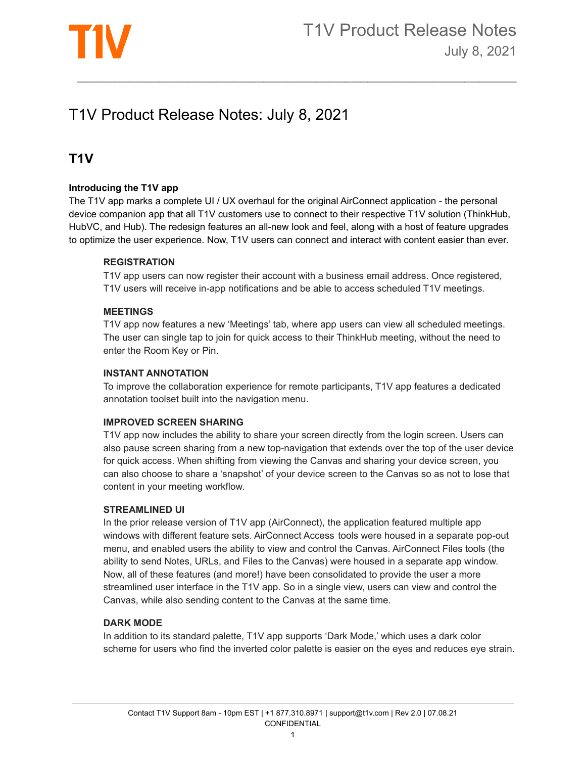# T1V Product Release Notes: July 8, 2021

## T1V

**Introducing the T1V app**

The T1V app marks a complete UI / UX overhaul for the original AirConnect application - the personal device companion app that all T1V customers use to connect to their respective T1V solution (ThinkHub, HubVC, and Hub). The redesign features an all-new look and feel, along with a host of feature upgrades to optimize the user experience. Now, T1V users can connect and interact with content easier than ever.

**REGISTRATION**

T1V app users can now register their account with a business email address. Once registered, T1V users will receive in-app notifications and be able to access scheduled T1V meetings.

**MEETINGS**

T1V app now features a new 'Meetings' tab, where app users can view all scheduled meetings. The user can single tap to join for quick access to their ThinkHub meeting, without the need to enter the Room Key or Pin.

**INSTANT ANNOTATION**

To improve the collaboration experience for remote participants, T1V app features a dedicated annotation toolset built into the navigation menu.

**IMPROVED SCREEN SHARING**

T1V app now includes the ability to share your screen directly from the login screen. Users can also pause screen sharing from a new top-navigation that extends over the top of the user device for quick access. When shifting from viewing the Canvas and sharing your device screen, you can also choose to share a 'snapshot' of your device screen to the Canvas so as not to lose that content in your meeting workflow.

**STREAMLINED UI**

In the prior release version of T1V app (AirConnect), the application featured multiple app windows with different feature sets. AirConnect Access tools were housed in a separate pop-out menu, and enabled users the ability to view and control the Canvas. AirConnect Files tools (the ability to send Notes, URLs, and Files to the Canvas) were housed in a separate app window. Now, all of these features (and more!) have been consolidated to provide the user a more streamlined user interface in the T1V app. So in a single view, users can view and control the Canvas, while also sending content to the Canvas at the same time.

**DARK MODE**

In addition to its standard palette, T1V app supports 'Dark Mode,' which uses a dark color scheme for users who find the inverted color palette is easier on the eyes and reduces eye strain.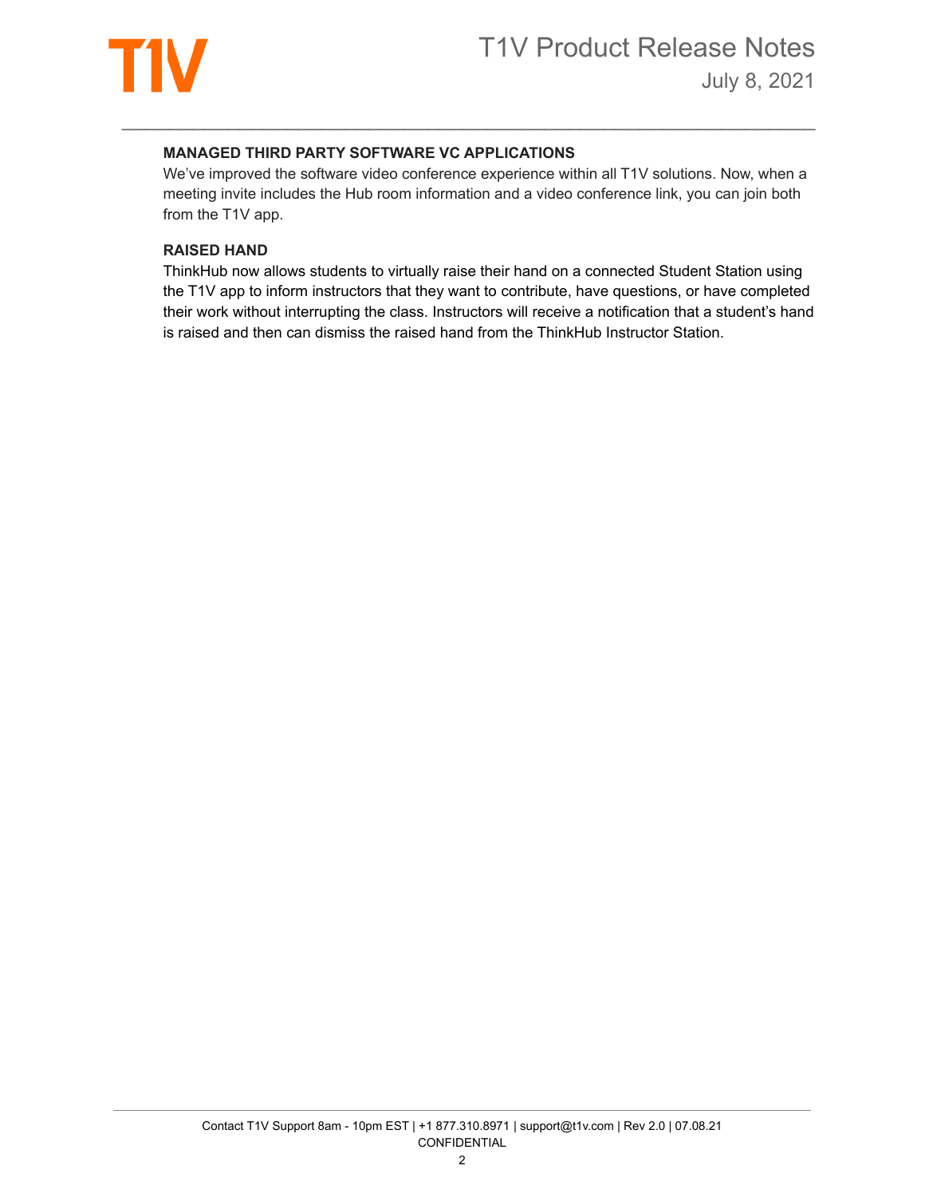**MANAGED THIRD PARTY SOFTWARE VC APPLICATIONS**

We've improved the software video conference experience within all T1V solutions. Now, when a meeting invite includes the Hub room information and a video conference link, you can join both from the T1V app.

**RAISED HAND**

ThinkHub now allows students to virtually raise their hand on a connected Student Station using the T1V app to inform instructors that they want to contribute, have questions, or have completed their work without interrupting the class. Instructors will receive a notification that a student's hand is raised and then can dismiss the raised hand from the ThinkHub Instructor Station.